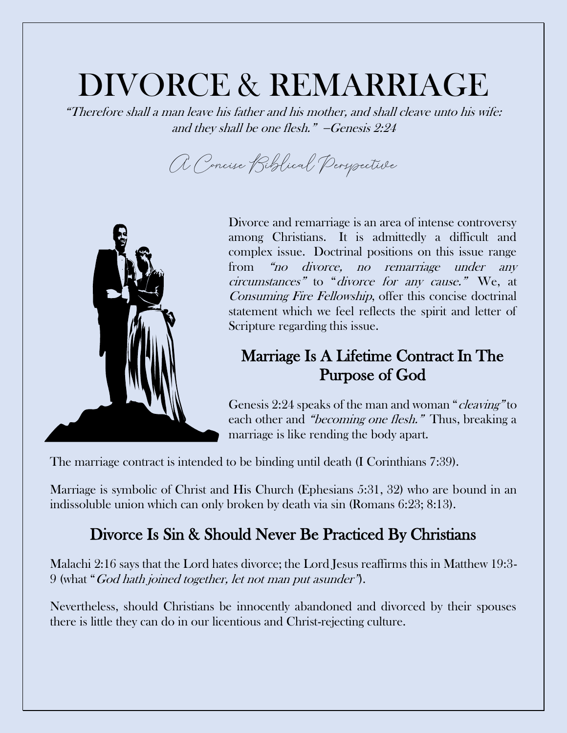# DIVORCE & REMARRIAGE

*"Therefore shall a man leave his father and his mother, and shall cleave unto his wife: and they shall be one flesh." –Genesis 2:24*

*A Concise Biblical Perspective*

Divorce and remarriage is an area of intense controversy among Christians. It is admittedly a difficult and complex issue. Doctrinal positions on this issue range from *"no divorce, no remarriage under any circumstances"* to "*divorce for any cause."* We, at *Consuming Fire Fellowship*, offer this concise doctrinal statement which we feel reflects the spirit and letter of Scripture regarding this issue.

## Marriage Is A Lifetime Contract In The Purpose of God

Genesis 2:24 speaks of the man and woman "*cleaving"* to each other and *"becoming one flesh."* Thus, breaking a marriage is like rending the body apart.

The marriage contract is intended to be binding until death (I Corinthians 7:39).

Marriage is symbolic of Christ and His Church (Ephesians 5:31, 32) who are bound in an indissoluble union which can only broken by death via sin (Romans 6:23; 8:13).

## Divorce Is Sin & Should Never Be Practiced By Christians

Malachi 2:16 says that the Lord hates divorce; the Lord Jesus reaffirms this in Matthew 19:3-9 (what "*God hath joined together, let not man put asunder"*).

Nevertheless, should Christians be innocently abandoned and divorced by their spouses there is little they can do in our licentious and Christ-rejecting culture.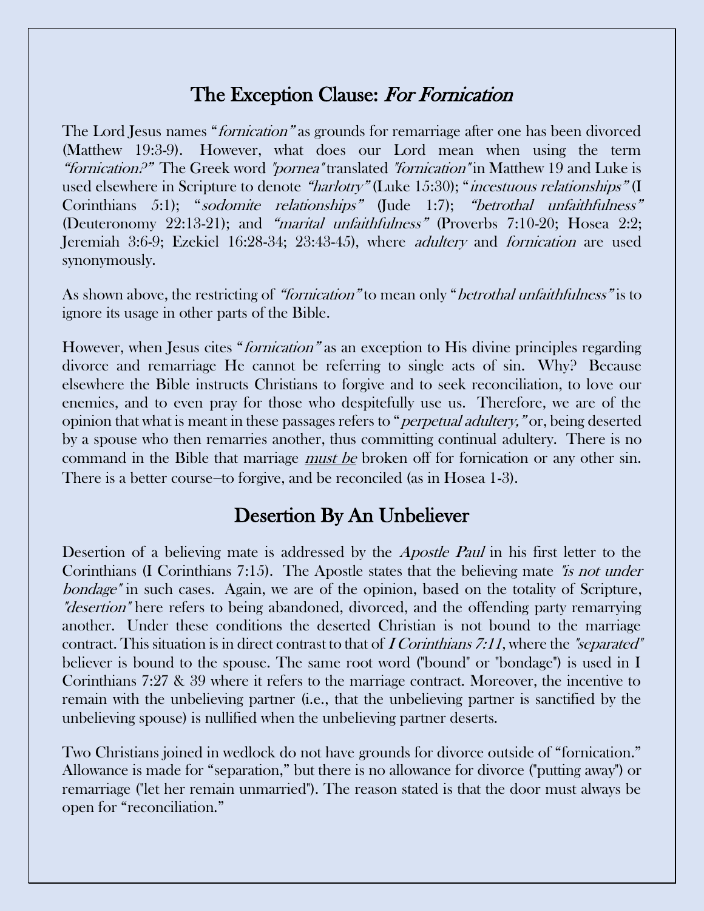## The Exception Clause: *For Fornication*

The Lord Jesus names "*fornication*" as grounds for remarriage after one has been divorced (Matthew 19:3-9). However, what does our Lord mean when using the term *"fornication?"* The Greek word *"pornea"* translated *"fornication"* in Matthew 19 and Luke is used elsewhere in Scripture to denote *"harlotry"* (Luke 15:30); "*incestuous relationships"* (I Corinthians 5:1); "*sodomite relationships"* (Jude 1:7); *"betrothal unfaithfulness"* (Deuteronomy 22:13-21); and *"marital unfaithfulness"* (Proverbs 7:10-20; Hosea 2:2; Jeremiah 3:6-9; Ezekiel 16:28-34; 23:43-45), where *adultery* and *fornication* are used synonymously.

As shown above, the restricting of *"fornication"* to mean only "*betrothal unfaithfulness"* is to ignore its usage in other parts of the Bible.

However, when Jesus cites "*fornication"* as an exception to His divine principles regarding divorce and remarriage He cannot be referring to single acts of sin. Why? Because elsewhere the Bible instructs Christians to forgive and to seek reconciliation, to love our enemies, and to even pray for those who despitefully use us. Therefore, we are of the opinion that what is meant in these passages refers to "*perpetual adultery,"* or, being deserted by a spouse who then remarries another, thus committing continual adultery. There is no command in the Bible that marriage ***must be*** broken off for fornication or any other sin. There is a better course—to forgive, and be reconciled (as in Hosea 1-3).

## Desertion By An Unbeliever

Desertion of a believing mate is addressed by the *Apostle Paul* in his first letter to the Corinthians (I Corinthians 7:15). The Apostle states that the believing mate *"is not under bondage"* in such cases. Again, we are of the opinion, based on the totality of Scripture, *"desertion"* here refers to being abandoned, divorced, and the offending party remarrying another. Under these conditions the deserted Christian is not bound to the marriage contract. This situation is in direct contrast to that of *I Corinthians 7:11*, where the *"separated"* believer is bound to the spouse. The same root word ("bound" or "bondage") is used in I Corinthians 7:27 & 39 where it refers to the marriage contract. Moreover, the incentive to remain with the unbelieving partner (i.e., that the unbelieving partner is sanctified by the unbelieving spouse) is nullified when the unbelieving partner deserts.

Two Christians joined in wedlock do not have grounds for divorce outside of "fornication." Allowance is made for "separation," but there is no allowance for divorce ("putting away") or remarriage ("let her remain unmarried"). The reason stated is that the door must always be open for "reconciliation."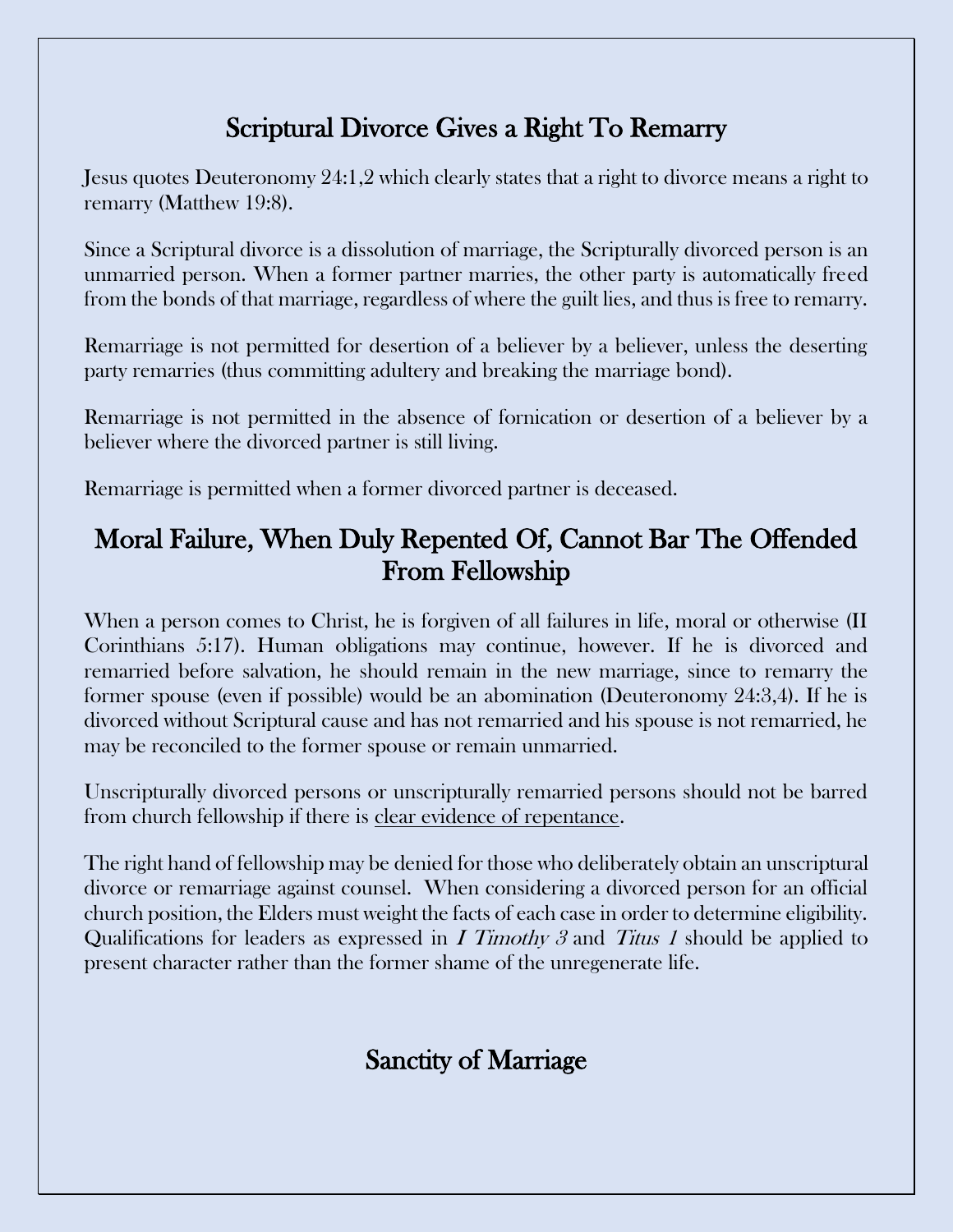## Scriptural Divorce Gives a Right To Remarry

Jesus quotes Deuteronomy 24:1,2 which clearly states that a right to divorce means a right to remarry (Matthew 19:8).

Since a Scriptural divorce is a dissolution of marriage, the Scripturally divorced person is an unmarried person. When a former partner marries, the other party is automatically freed from the bonds of that marriage, regardless of where the guilt lies, and thus is free to remarry.

Remarriage is not permitted for desertion of a believer by a believer, unless the deserting party remarries (thus committing adultery and breaking the marriage bond).

Remarriage is not permitted in the absence of fornication or desertion of a believer by a believer where the divorced partner is still living.

Remarriage is permitted when a former divorced partner is deceased.

## Moral Failure, When Duly Repented Of, Cannot Bar The Offended From Fellowship

When a person comes to Christ, he is forgiven of all failures in life, moral or otherwise (II Corinthians 5:17). Human obligations may continue, however. If he is divorced and remarried before salvation, he should remain in the new marriage, since to remarry the former spouse (even if possible) would be an abomination (Deuteronomy 24:3,4). If he is divorced without Scriptural cause and has not remarried and his spouse is not remarried, he may be reconciled to the former spouse or remain unmarried.

Unscripturally divorced persons or unscripturally remarried persons should not be barred from church fellowship if there is <u>clear evidence of repentance</u>.

The right hand of fellowship may be denied for those who deliberately obtain an unscriptural divorce or remarriage against counsel. When considering a divorced person for an official church position, the Elders must weight the facts of each case in order to determine eligibility. Qualifications for leaders as expressed in *I Timothy 3* and *Titus 1* should be applied to present character rather than the former shame of the unregenerate life.

## Sanctity of Marriage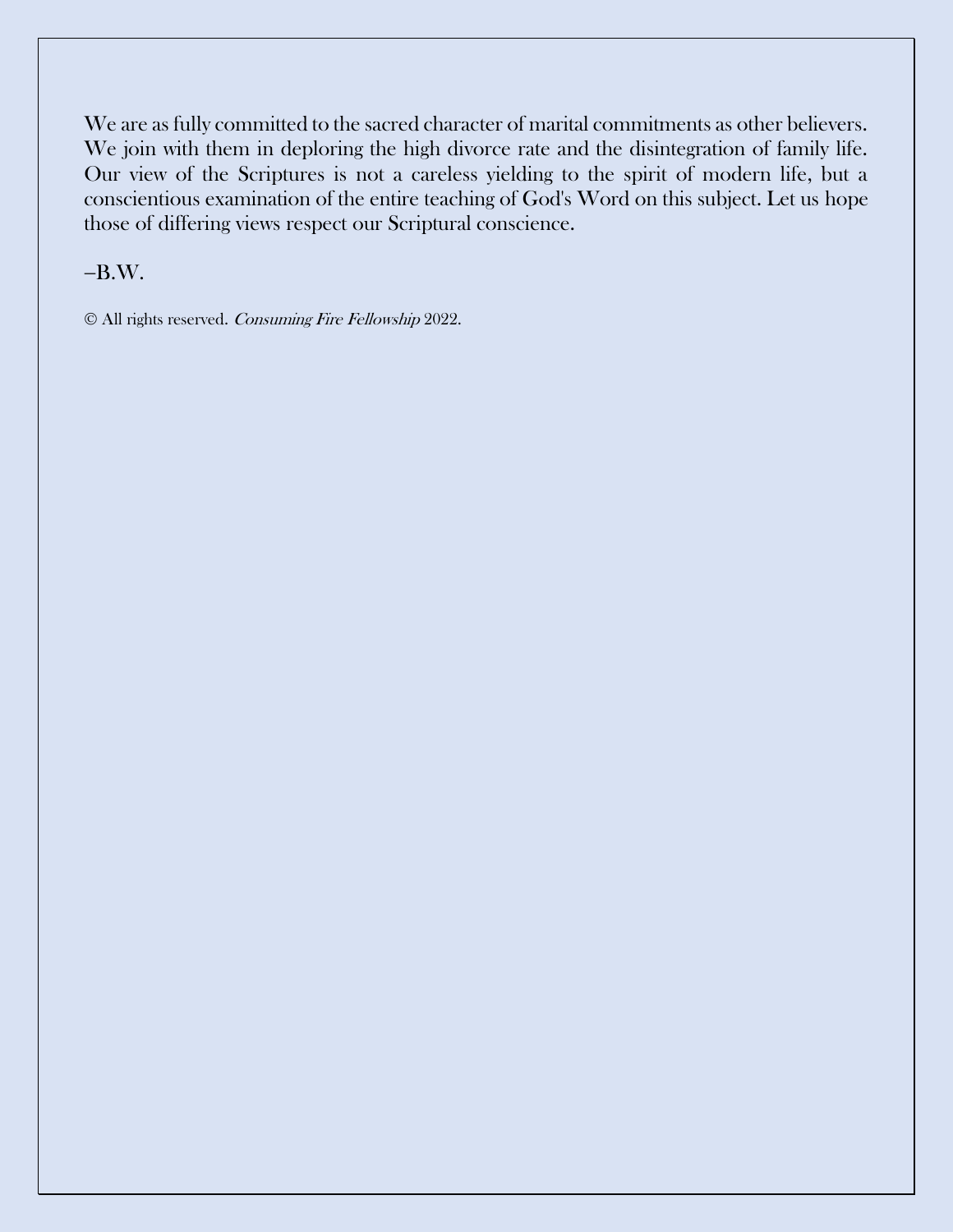We are as fully committed to the sacred character of marital commitments as other believers. We join with them in deploring the high divorce rate and the disintegration of family life. Our view of the Scriptures is not a careless yielding to the spirit of modern life, but a conscientious examination of the entire teaching of God's Word on this subject. Let us hope those of differing views respect our Scriptural conscience.

–B.W.

© All rights reserved. *Consuming Fire Fellowship* 2022.